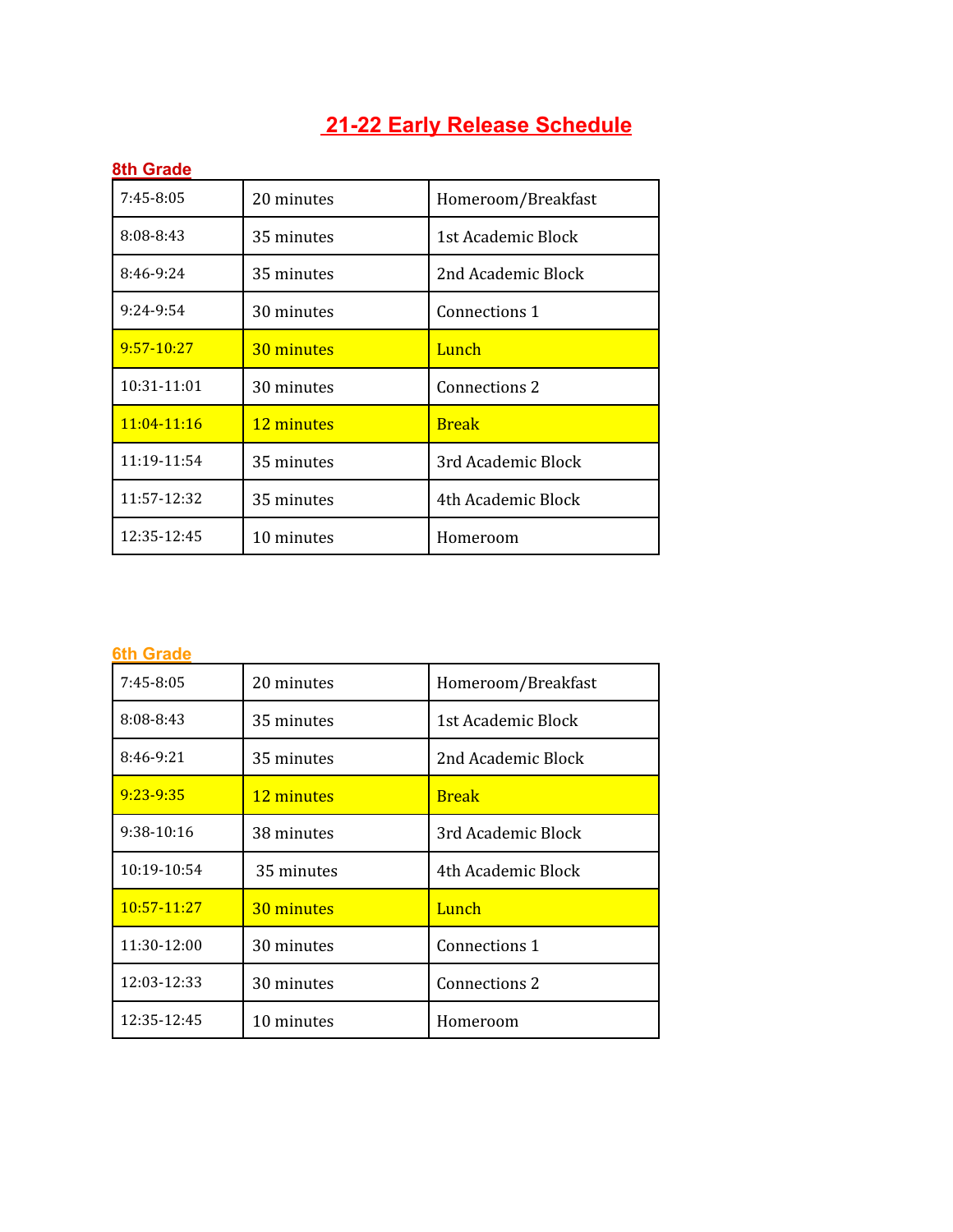# 21-22 Early Release Schedule

## 8th Grade

| | | |
|---|---|---|
| 7:45-8:05 | 20 minutes | Homeroom/Breakfast |
| 8:08-8:43 | 35 minutes | 1st Academic Block |
| 8:46-9:24 | 35 minutes | 2nd Academic Block |
| 9:24-9:54 | 30 minutes | Connections 1 |
| 9:57-10:27 | 30 minutes | Lunch |
| 10:31-11:01 | 30 minutes | Connections 2 |
| 11:04-11:16 | 12 minutes | Break |
| 11:19-11:54 | 35 minutes | 3rd Academic Block |
| 11:57-12:32 | 35 minutes | 4th Academic Block |
| 12:35-12:45 | 10 minutes | Homeroom |

## 6th Grade

| | | |
|---|---|---|
| 7:45-8:05 | 20 minutes | Homeroom/Breakfast |
| 8:08-8:43 | 35 minutes | 1st Academic Block |
| 8:46-9:21 | 35 minutes | 2nd Academic Block |
| 9:23-9:35 | 12 minutes | Break |
| 9:38-10:16 | 38 minutes | 3rd Academic Block |
| 10:19-10:54 | 35 minutes | 4th Academic Block |
| 10:57-11:27 | 30 minutes | Lunch |
| 11:30-12:00 | 30 minutes | Connections 1 |
| 12:03-12:33 | 30 minutes | Connections 2 |
| 12:35-12:45 | 10 minutes | Homeroom |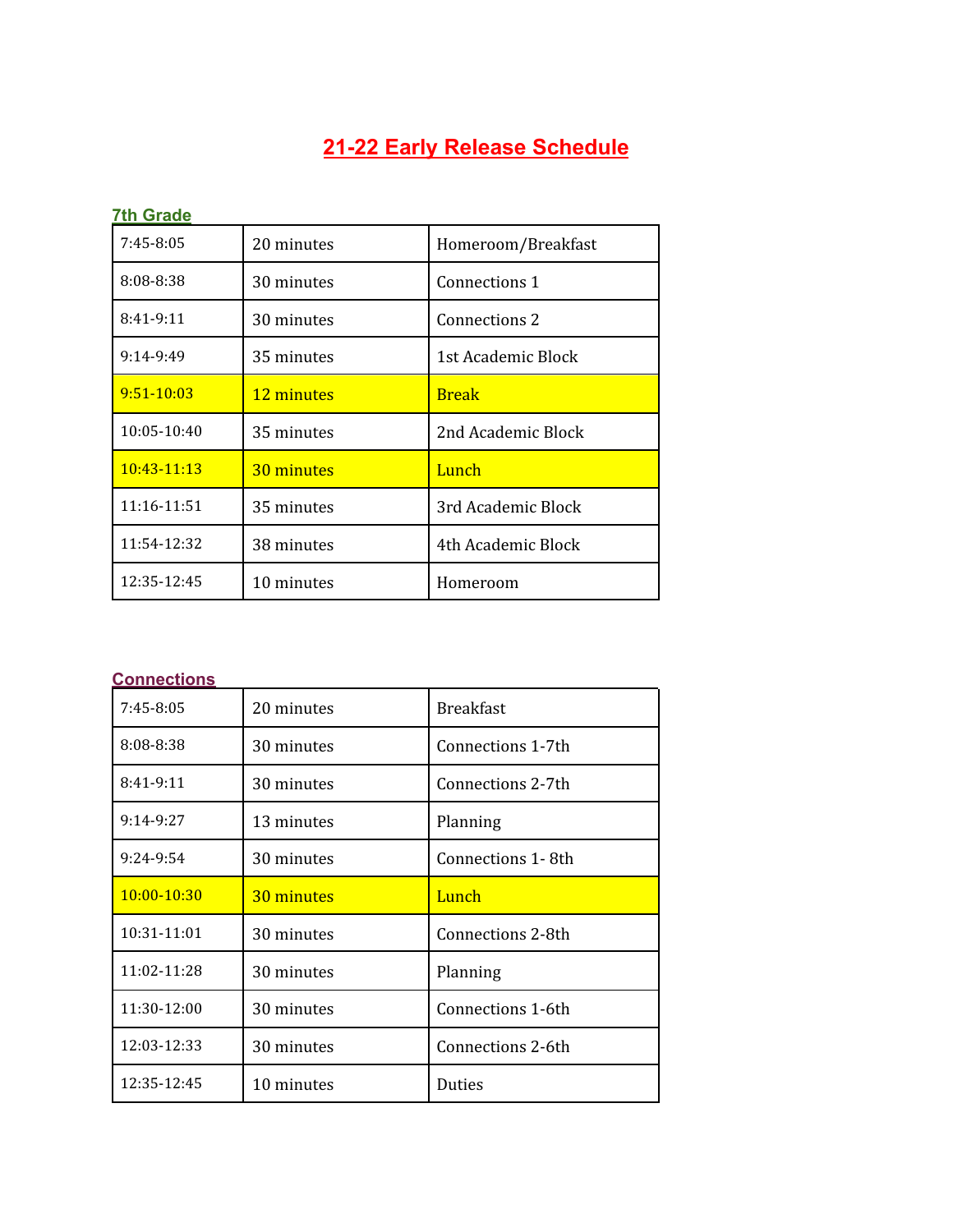# 21-22 Early Release Schedule

## 7th Grade

| | | |
|---|---|---|
| 7:45-8:05 | 20 minutes | Homeroom/Breakfast |
| 8:08-8:38 | 30 minutes | Connections 1 |
| 8:41-9:11 | 30 minutes | Connections 2 |
| 9:14-9:49 | 35 minutes | 1st Academic Block |
| 9:51-10:03 | 12 minutes | Break |
| 10:05-10:40 | 35 minutes | 2nd Academic Block |
| 10:43-11:13 | 30 minutes | Lunch |
| 11:16-11:51 | 35 minutes | 3rd Academic Block |
| 11:54-12:32 | 38 minutes | 4th Academic Block |
| 12:35-12:45 | 10 minutes | Homeroom |

## Connections

| | | |
|---|---|---|
| 7:45-8:05 | 20 minutes | Breakfast |
| 8:08-8:38 | 30 minutes | Connections 1-7th |
| 8:41-9:11 | 30 minutes | Connections 2-7th |
| 9:14-9:27 | 13 minutes | Planning |
| 9:24-9:54 | 30 minutes | Connections 1- 8th |
| 10:00-10:30 | 30 minutes | Lunch |
| 10:31-11:01 | 30 minutes | Connections 2-8th |
| 11:02-11:28 | 30 minutes | Planning |
| 11:30-12:00 | 30 minutes | Connections 1-6th |
| 12:03-12:33 | 30 minutes | Connections 2-6th |
| 12:35-12:45 | 10 minutes | Duties |